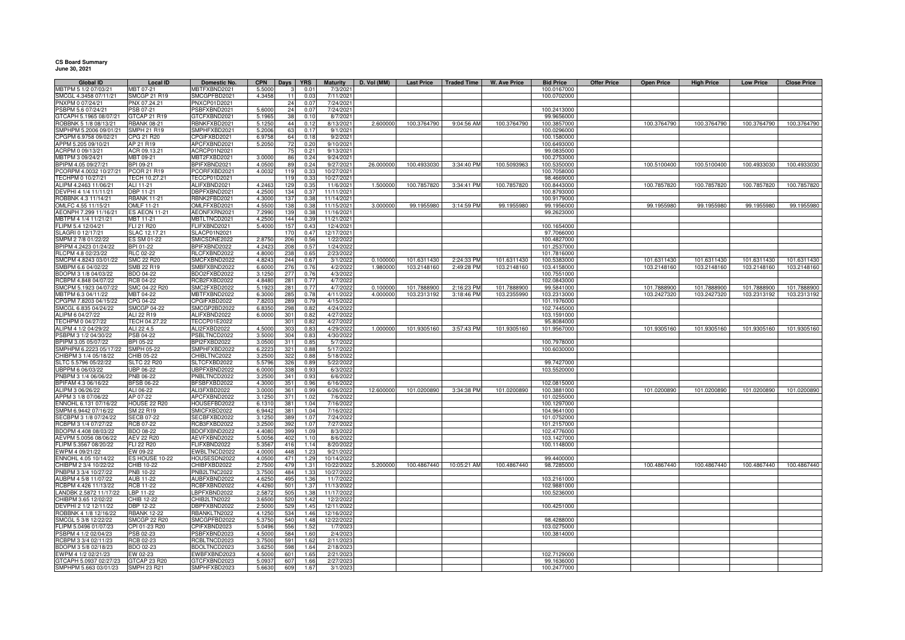**CS Board Summary**
**June 30, 2021**

| Global ID | Local ID | Domestic No. | CPN | Days | YRS | Maturity | D. Vol (MM) | Last Price | Traded Time | W. Ave Price | Bid Price | Offer Price | Open Price | High Price | Low Price | Close Price |
|---|---|---|---|---|---|---|---|---|---|---|---|---|---|---|---|---|
| MBTPM 5 1/2 07/03/21 | MBT 07-21 | MBTFXBND2021 | 5.5000 | 3 | 0.01 | 7/3/2021 | | | | | 100.0167000 | | | | | |
| SMCGL 4.3458 07/11/21 | SMCGP 21 R19 | SMCGPFBD2021 | 4.3458 | 11 | 0.03 | 7/11/2021 | | | | | 100.0702000 | | | | | |
| PNXPM 0 07/24/21 | PNX 07.24.21 | PNXCP01D2021 | | 24 | 0.07 | 7/24/2021 | | | | | | | | | | |
| PSBPM 5.6 07/24/21 | PSB 07-21 | PSBFXBND2021 | 5.6000 | 24 | 0.07 | 7/24/2021 | | | | | 100.2413000 | | | | | |
| GTCAPH 5.1965 08/07/21 | GTCAP 21 R19 | GTCFXBND2021 | 5.1965 | 38 | 0.10 | 8/7/2021 | | | | | 99.9656000 | | | | | |
| ROBBNK 5 1/8 08/13/21 | RBANK 08-21 | RBNKFXBD2021 | 5.1250 | 44 | 0.12 | 8/13/2021 | 2.600000 | 100.3764790 | 9:04:56 AM | 100.3764790 | 100.3857000 | | 100.3764790 | 100.3764790 | 100.3764790 | 100.3764790 |
| SMPHPM 5.2006 09/01/21 | SMPH 21 R19 | SMPHFXBD2021 | 5.2006 | 63 | 0.17 | 9/1/2021 | | | | | 100.0296000 | | | | | |
| CPGPM 6.9758 09/02/21 | CPG 21 R20 | CPGIFXBD2021 | 6.9758 | 64 | 0.18 | 9/2/2021 | | | | | 100.1580000 | | | | | |
| APPM 5.205 09/10/21 | AP 21 R19 | APCFXBND2021 | 5.2050 | 72 | 0.20 | 9/10/2021 | | | | | 100.6493000 | | | | | |
| ACRPM 0 09/13/21 | ACR 09.13.21 | ACRCP01N2021 | | 75 | 0.21 | 9/13/2021 | | | | | 99.0835000 | | | | | |
| MBTPM 3 09/24/21 | MBT 09-21 | MBT2FXBD2021 | 3.0000 | 86 | 0.24 | 9/24/2021 | | | | | 100.2753000 | | | | | |
| BPIPM 4.05 09/27/21 | BPI 09-21 | BPIFXBND2021 | 4.0500 | 89 | 0.24 | 9/27/2021 | 26.000000 | 100.4933030 | 3:34:40 PM | 100.5093963 | 100.5350000 | | 100.5100400 | 100.5100400 | 100.4933030 | 100.4933030 |
| PCORPM 4.0032 10/27/21 | PCOR 21 R19 | PCORFXBD2021 | 4.0032 | 119 | 0.33 | 10/27/2021 | | | | | 100.7058000 | | | | | |
| TECHPM 0 10/27/21 | TECH 10.27.21 | TECCP01D2021 | | 119 | 0.33 | 10/27/2021 | | | | | 98.4669000 | | | | | |
| ALIPM 4.2463 11/06/21 | ALI 11-21 | ALIFXBND2021 | 4.2463 | 129 | 0.35 | 11/6/2021 | 1.500000 | 100.7857820 | 3:34:41 PM | 100.7857820 | 100.8443000 | | 100.7857820 | 100.7857820 | 100.7857820 | 100.7857820 |
| DEVPHI 4 1/4 11/11/21 | DBP 11-21 | DBPFXBND2021 | 4.2500 | 134 | 0.37 | 11/11/2021 | | | | | 100.8793000 | | | | | |
| ROBBNK 4.3 11/14/21 | RBANK 11-21 | RBNK2FBD2021 | 4.3000 | 137 | 0.38 | 11/14/2021 | | | | | 100.9179000 | | | | | |
| OMLFC 4.55 11/15/21 | OMLF 11-21 | OMLFFXBD2021 | 4.5500 | 138 | 0.38 | 11/15/2021 | 3.000000 | 99.1955980 | 3:14:59 PM | 99.1955980 | 99.1956000 | | 99.1955980 | 99.1955980 | 99.1955980 | 99.1955980 |
| AEONPH 7.299 11/16/21 | ES AEON 11-21 | AEONFXRN2021 | 7.2990 | 139 | 0.38 | 11/16/2021 | | | | | 99.2623000 | | | | | |
| MBTPM 4 1/4 11/21/21 | MBT 11-21 | MBTLTNCD2021 | 4.2500 | 144 | 0.39 | 11/21/2021 | | | | | | | | | | |
| FLIPM 5.4 12/04/21 | FLI 21 R20 | FLIFXBND2021 | 5.4000 | 157 | 0.43 | 12/4/2021 | | | | | 100.1654000 | | | | | |
| SLAGRI 0 12/17/21 | SLAC 12.17.21 | SLACP01N2021 | | 170 | 0.47 | 12/17/2021 | | | | | 97.7066000 | | | | | |
| SMPM 2 7/8 01/22/22 | ES SM 01-22 | SMICSDNE2022 | 2.8750 | 206 | 0.56 | 1/22/2022 | | | | | 100.4827000 | | | | | |
| BPIPM 4.2423 01/24/22 | BPI 01-22 | BPIFXBND2022 | 4.2423 | 208 | 0.57 | 1/24/2022 | | | | | 101.2537000 | | | | | |
| RLCPM 4.8 02/23/22 | RLC 02-22 | RLCFXBND2022 | 4.8000 | 238 | 0.65 | 2/23/2022 | | | | | 101.7816000 | | | | | |
| SMCPM 4.8243 03/01/22 | SMC 22 R20 | SMCFXBND2022 | 4.8243 | 244 | 0.67 | 3/1/2022 | 0.100000 | 101.6311430 | 2:24:33 PM | 101.6311430 | 100.5383000 | | 101.6311430 | 101.6311430 | 101.6311430 | 101.6311430 |
| SMBPM 6.6 04/02/22 | SMB 22 R19 | SMBFXBND2022 | 6.6000 | 276 | 0.76 | 4/2/2022 | 1.980000 | 103.2148160 | 2:49:28 PM | 103.2148160 | 103.4158000 | | 103.2148160 | 103.2148160 | 103.2148160 | 103.2148160 |
| BDOPM 3 1/8 04/03/22 | BDO 04-22 | BDO2FXBD2022 | 3.1250 | 277 | 0.76 | 4/3/2022 | | | | | 100.7551000 | | | | | |
| RCBPM 4.848 04/07/22 | RCB 04-22 | RCB2FXBD2022 | 4.8480 | 281 | 0.77 | 4/7/2022 | | | | | 102.0843000 | | | | | |
| SMCPM 5.1923 04/07/22 | SMC 04-22 R20 | SMC2FXBD2022 | 5.1923 | 281 | 0.77 | 4/7/2022 | 0.100000 | 101.7888900 | 2:16:23 PM | 101.7888900 | 99.5841000 | | 101.7888900 | 101.7888900 | 101.7888900 | 101.7888900 |
| MBTPM 6.3 04/11/22 | MBT 04-22 | MBTFXBND2022 | 6.3000 | 285 | 0.78 | 4/11/2022 | 4.000000 | 103.2313192 | 3:18:46 PM | 103.2355990 | 103.2313000 | | 103.2427320 | 103.2427320 | 103.2313192 | 103.2313192 |
| CPGPM 7.8203 04/15/22 | CPG 04-22 | CPGIFXBD2022 | 7.8203 | 289 | 0.79 | 4/15/2022 | | | | | 101.1976000 | | | | | |
| SMCGL 6.835 04/24/22 | SMCGP 04-22 | SMCGP2BD2022 | 6.8350 | 298 | 0.82 | 4/24/2022 | | | | | 102.7445000 | | | | | |
| ALIPM 6 04/27/22 | ALI 22 R19 | ALIFXBND2022 | 6.0000 | 301 | 0.82 | 4/27/2022 | | | | | 103.1591000 | | | | | |
| TECHPM 0 04/27/22 | TECH 04.27.22 | TECCP01E2022 | | 301 | 0.82 | 4/27/2022 | | | | | 95.8084000 | | | | | |
| ALIPM 4 1/2 04/29/22 | ALI 22 4.5 | ALI2FXBD2022 | 4.5000 | 303 | 0.83 | 4/29/2022 | 1.000000 | 101.9305160 | 3:57:43 PM | 101.9305160 | 101.9567000 | | 101.9305160 | 101.9305160 | 101.9305160 | 101.9305160 |
| PSBPM 3 1/2 04/30/22 | PSB 04-22 | PSBLTNCD2022 | 3.5000 | 304 | 0.83 | 4/30/2022 | | | | | | | | | | |
| BPIPM 3.05 05/07/22 | BPI 05-22 | BPI2FXBD2022 | 3.0500 | 311 | 0.85 | 5/7/2022 | | | | | 100.7978000 | | | | | |
| SMPHPM 6.2223 05/17/22 | SMPH 05-22 | SMPHFXBD2022 | 6.2223 | 321 | 0.88 | 5/17/2022 | | | | | 100.6030000 | | | | | |
| CHIBPM 3 1/4 05/18/22 | CHIB 05-22 | CHIBLTNC2022 | 3.2500 | 322 | 0.88 | 5/18/2022 | | | | | | | | | | |
| SLTC 5.5796 05/22/22 | SLTC 22 R20 | SLTCFXBD2022 | 5.5796 | 326 | 0.89 | 5/22/2022 | | | | | 99.7427000 | | | | | |
| UBPPM 6 06/03/22 | UBP 06-22 | UBPFXBND2022 | 6.0000 | 338 | 0.93 | 6/3/2022 | | | | | 103.5520000 | | | | | |
| PNBPM 3 1/4 06/06/22 | PNB 06-22 | PNBLTNCD2022 | 3.2500 | 341 | 0.93 | 6/6/2022 | | | | | | | | | | |
| BPIFAM 4.3 06/16/22 | BFSB 06-22 | BFSBFXBD2022 | 4.3000 | 351 | 0.96 | 6/16/2022 | | | | | 102.0815000 | | | | | |
| ALIPM 3 06/26/22 | ALI 06-22 | ALI3FXBD2022 | 3.0000 | 361 | 0.99 | 6/26/2022 | 12.600000 | 101.0200890 | 3:34:38 PM | 101.0200890 | 100.3881000 | | 101.0200890 | 101.0200890 | 101.0200890 | 101.0200890 |
| APPM 3 1/8 07/06/22 | AP 07-22 | APCFXBND2022 | 3.1250 | 371 | 1.02 | 7/6/2022 | | | | | 101.0255000 | | | | | |
| ENNOHL 6.131 07/16/22 | HOUSE 22 R20 | HOUSEFBD2022 | 6.1310 | 381 | 1.04 | 7/16/2022 | | | | | 100.1297000 | | | | | |
| SMPM 6.9442 07/16/22 | SM 22 R19 | SMICFXBD2022 | 6.9442 | 381 | 1.04 | 7/16/2022 | | | | | 104.9641000 | | | | | |
| SECBPM 3 1/8 07/24/22 | SECB 07-22 | SECBFXBD2022 | 3.1250 | 389 | 1.07 | 7/24/2022 | | | | | 101.0752000 | | | | | |
| RCBPM 3 1/4 07/27/22 | RCB 07-22 | RCB3FXBD2022 | 3.2500 | 392 | 1.07 | 7/27/2022 | | | | | 101.2157000 | | | | | |
| BDOPM 4.408 08/03/22 | BDO 08-22 | BDOFXBND2022 | 4.4080 | 399 | 1.09 | 8/3/2022 | | | | | 102.4776000 | | | | | |
| AEVPM 5.0056 08/06/22 | AEV 22 R20 | AEVFXBND2022 | 5.0056 | 402 | 1.10 | 8/6/2022 | | | | | 103.1427000 | | | | | |
| FLIPM 5.3567 08/20/22 | FLI 22 R20 | FLIFXBND2022 | 5.3567 | 416 | 1.14 | 8/20/2022 | | | | | 100.1148000 | | | | | |
| EWPM 4 09/21/22 | EW 09-22 | EWBLTNCD2022 | 4.0000 | 448 | 1.23 | 9/21/2022 | | | | | | | | | | |
| ENNOHL 4.05 10/14/22 | ES HOUSE 10-22 | HOUSESDN2022 | 4.0500 | 471 | 1.29 | 10/14/2022 | | | | | 99.4400000 | | | | | |
| CHIBPM 2 3/4 10/22/22 | CHIB 10-22 | CHIBFXBD2022 | 2.7500 | 479 | 1.31 | 10/22/2022 | 5.200000 | 100.4867440 | 10:05:21 AM | 100.4867440 | 98.7285000 | | 100.4867440 | 100.4867440 | 100.4867440 | 100.4867440 |
| PNBPM 3 3/4 10/27/22 | PNB 10-22 | PNB2LTNC2022 | 3.7500 | 484 | 1.33 | 10/27/2022 | | | | | | | | | | |
| AUBPM 4 5/8 11/07/22 | AUB 11-22 | AUBFXBND2022 | 4.6250 | 495 | 1.36 | 11/7/2022 | | | | | 103.2161000 | | | | | |
| RCBPM 4.426 11/13/22 | RCB 11-22 | RCBFXBND2022 | 4.4260 | 501 | 1.37 | 11/13/2022 | | | | | 102.9881000 | | | | | |
| LANDBK 2.5872 11/17/22 | LBP 11-22 | LBPFXBND2022 | 2.5872 | 505 | 1.38 | 11/17/2022 | | | | | 100.5236000 | | | | | |
| CHIBPM 3.65 12/02/22 | CHIB 12-22 | CHIB2LTN2022 | 3.6500 | 520 | 1.42 | 12/2/2022 | | | | | | | | | | |
| DEVPHI 2 1/2 12/11/22 | DBP 12-22 | DBPFXBND2022 | 2.5000 | 529 | 1.45 | 12/11/2022 | | | | | 100.4251000 | | | | | |
| ROBBNK 4 1/8 12/16/22 | RBANK 12-22 | RBANKLTN2022 | 4.1250 | 534 | 1.46 | 12/16/2022 | | | | | | | | | | |
| SMCGL 5 3/8 12/22/22 | SMCGP 22 R20 | SMCGPFBD2022 | 5.3750 | 540 | 1.48 | 12/22/2022 | | | | | 98.4288000 | | | | | |
| FLIPM 5.0496 01/07/23 | CPI 01-23 R20 | CPIFXBND2023 | 5.0496 | 556 | 1.52 | 1/7/2023 | | | | | 103.0275000 | | | | | |
| PSBPM 4 1/2 02/04/23 | PSB 02-23 | PSBFXBND2023 | 4.5000 | 584 | 1.60 | 2/4/2023 | | | | | 100.3814000 | | | | | |
| RCBPM 3 3/4 02/11/23 | RCB 02-23 | RCBLTNCD2023 | 3.7500 | 591 | 1.62 | 2/11/2023 | | | | | | | | | | |
| BDOPM 3 5/8 02/18/23 | BDO 02-23 | BDOLTNCD2023 | 3.6250 | 598 | 1.64 | 2/18/2023 | | | | | | | | | | |
| EWPM 4 1/2 02/21/23 | EW 02-23 | EWBFXBND2023 | 4.5000 | 601 | 1.65 | 2/21/2023 | | | | | 102.7129000 | | | | | |
| GTCAPH 5.0937 02/27/23 | GTCAP 23 R20 | GTCFXBND2023 | 5.0937 | 607 | 1.66 | 2/27/2023 | | | | | 99.1636000 | | | | | |
| SMPHPM 5.663 03/01/23 | SMPH 23 R21 | SMPHFXBD2023 | 5.6630 | 609 | 1.67 | 3/1/2023 | | | | | 100.2477000 | | | | | |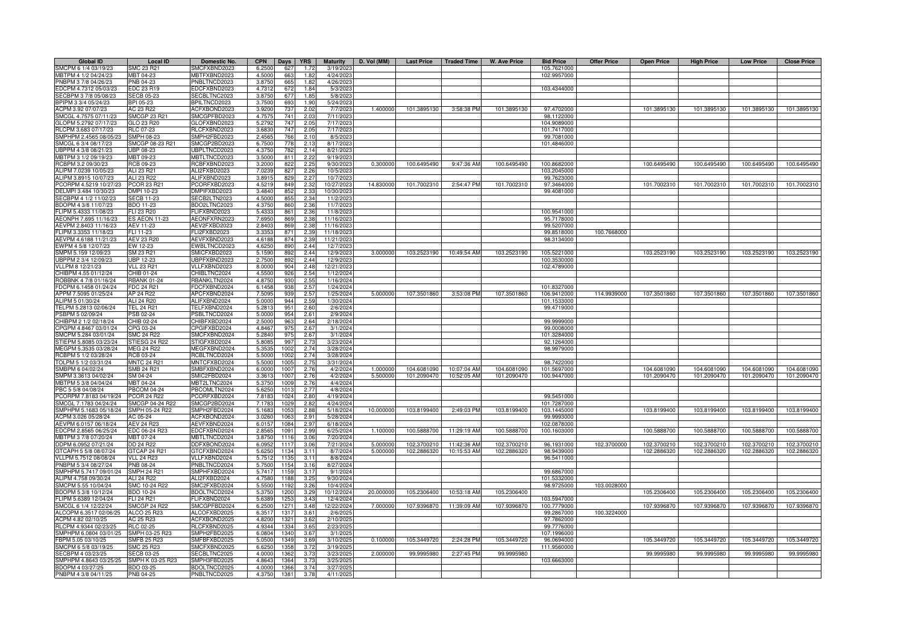| Global ID | Local ID | Domestic No. | CPN | Days | YRS | Maturity | D. Vol (MM) | Last Price | Traded Time | W. Ave Price | Bid Price | Offer Price | Open Price | High Price | Low Price | Close Price |
|---|---|---|---|---|---|---|---|---|---|---|---|---|---|---|---|---|
| SMCPM 6 1/4 03/19/23 | SMC 23 R21 | SMCFXBND2023 | 6.2500 | 627 | 1.72 | 3/19/2023 | | | | | 105.7621000 | | | | | |
| MBTPM 4 1/2 04/24/23 | MBT 04-23 | MBTFXBND2023 | 4.5000 | 663 | 1.82 | 4/24/2023 | | | | | 102.9957000 | | | | | |
| PNBPM 3 7/8 04/26/23 | PNB 04-23 | PNBLTNCD2023 | 3.8750 | 665 | 1.82 | 4/26/2023 | | | | | | | | | | |
| EDCPM 4.7312 05/03/23 | EDC 23 R19 | EDCFXBND2023 | 4.7312 | 672 | 1.84 | 5/3/2023 | | | | | 103.4344000 | | | | | |
| SECBPM 3 7/8 05/08/23 | SECB 05-23 | SECBLTNC2023 | 3.8750 | 677 | 1.85 | 5/8/2023 | | | | | | | | | | |
| BPIPM 3 3/4 05/24/23 | BPI 05-23 | BPILTNCD2023 | 3.7500 | 693 | 1.90 | 5/24/2023 | | | | | | | | | | |
| ACPM 3.92 07/07/23 | AC 23 R22 | ACFXBOND2023 | 3.9200 | 737 | 2.02 | 7/7/2023 | 1.400000 | 101.3895130 | 3:58:38 PM | 101.3895130 | 97.4702000 | | 101.3895130 | 101.3895130 | 101.3895130 | 101.3895130 |
| SMCGL 4.7575 07/11/23 | SMCGP 23 R21 | SMCGPFBD2023 | 4.7575 | 741 | 2.03 | 7/11/2023 | | | | | 98.1122000 | | | | | |
| GLOPM 5.2792 07/17/23 | GLO 23 R20 | GLOFXBND2023 | 5.2792 | 747 | 2.05 | 7/17/2023 | | | | | 104.9089000 | | | | | |
| RLCPM 3.683 07/17/23 | RLC 07-23 | RLCFXBND2023 | 3.6830 | 747 | 2.05 | 7/17/2023 | | | | | 101.7417000 | | | | | |
| SMPHPM 2.4565 08/05/23 | SMPH 08-23 | SMPH2FBD2023 | 2.4565 | 766 | 2.10 | 8/5/2023 | | | | | 99.7081000 | | | | | |
| SMCGL 6 3/4 08/17/23 | SMCGP 08-23 R21 | SMCGP2BD2023 | 6.7500 | 778 | 2.13 | 8/17/2023 | | | | | 101.4846000 | | | | | |
| UBPPM 4 3/8 08/21/23 | UBP 08-23 | UBPLTNCD2023 | 4.3750 | 782 | 2.14 | 8/21/2023 | | | | | | | | | | |
| MBTPM 3 1/2 09/19/23 | MBT 09-23 | MBTLTNCD2023 | 3.5000 | 811 | 2.22 | 9/19/2023 | | | | | | | | | | |
| RCBPM 3.2 09/30/23 | RCB 09-23 | RCBFXBND2023 | 3.2000 | 822 | 2.25 | 9/30/2023 | 0.300000 | 100.6495490 | 9:47:36 AM | 100.6495490 | 100.8682000 | | 100.6495490 | 100.6495490 | 100.6495490 | 100.6495490 |
| ALIPM 7.0239 10/05/23 | ALI 23 R21 | ALI2FXBD2023 | 7.0239 | 827 | 2.26 | 10/5/2023 | | | | | 103.2045000 | | | | | |
| ALIPM 3.8915 10/07/23 | ALI 23 R22 | ALIFXBND2023 | 3.8915 | 829 | 2.27 | 10/7/2023 | | | | | 99.7623000 | | | | | |
| PCORPM 4.5219 10/27/23 | PCOR 23 R21 | PCORFXBD2023 | 4.5219 | 849 | 2.32 | 10/27/2023 | 14.830000 | 101.7002310 | 2:54:47 PM | 101.7002310 | 97.3464000 | | 101.7002310 | 101.7002310 | 101.7002310 | 101.7002310 |
| DELMPI 3.484 10/30/23 | DMPI 10-23 | DMPIFXBD2023 | 3.4840 | 852 | 2.33 | 10/30/2023 | | | | | 99.4081000 | | | | | |
| SECBPM 4 1/2 11/02/23 | SECB 11-23 | SECB2LTN2023 | 4.5000 | 855 | 2.34 | 11/2/2023 | | | | | | | | | | |
| BDOPM 4 3/8 11/07/23 | BDO 11-23 | BDO2LTNC2023 | 4.3750 | 860 | 2.36 | 11/7/2023 | | | | | | | | | | |
| FLIPM 5.4333 11/08/23 | FLI 23 R20 | FLIFXBND2023 | 5.4333 | 861 | 2.36 | 11/8/2023 | | | | | 100.9541000 | | | | | |
| AEONPH 7.695 11/16/23 | ES AEON 11-23 | AEONFXRN2023 | 7.6950 | 869 | 2.38 | 11/16/2023 | | | | | 95.7178000 | | | | | |
| AEVPM 2.8403 11/16/23 | AEV 11-23 | AEV2FXBD2023 | 2.8403 | 869 | 2.38 | 11/16/2023 | | | | | 99.5207000 | | | | | |
| FLIPM 3.3353 11/18/23 | FLI 11-23 | FLI2FXBD2023 | 3.3353 | 871 | 2.39 | 11/18/2023 | | | | | 99.8518000 | 100.7668000 | | | | |
| AEVPM 4.6188 11/21/23 | AEV 23 R20 | AEVFXBND2023 | 4.6188 | 874 | 2.39 | 11/21/2023 | | | | | 98.3134000 | | | | | |
| EWPM 4 5/8 12/07/23 | EW 12-23 | EWBLTNCD2023 | 4.6250 | 890 | 2.44 | 12/7/2023 | | | | | | | | | | |
| SMPM 5.159 12/09/23 | SM 23 R21 | SMICFXBD2023 | 5.1590 | 892 | 2.44 | 12/9/2023 | 3.000000 | 103.2523190 | 10:49:54 AM | 103.2523190 | 105.5221000 | | 103.2523190 | 103.2523190 | 103.2523190 | 103.2523190 |
| UBPPM 2 3/4 12/09/23 | UBP 12-23 | UBPFXBND2023 | 2.7500 | 892 | 2.44 | 12/9/2023 | | | | | 100.3530000 | | | | | |
| VLLPM 8 12/21/23 | VLL 23 R21 | VLLFXBND2023 | 8.0000 | 904 | 2.48 | 12/21/2023 | | | | | 102.4789000 | | | | | |
| CHIBPM 4.55 01/12/24 | CHIB 01-24 | CHIBLTNC2024 | 4.5500 | 926 | 2.54 | 1/12/2024 | | | | | | | | | | |
| ROBBNK 4 7/8 01/16/24 | RBANK 01-24 | RBANKLTN2024 | 4.8750 | 930 | 2.55 | 1/16/2024 | | | | | | | | | | |
| FDCPM 6.1458 01/24/24 | FDC 24 R21 | FDCFXBND2024 | 6.1458 | 938 | 2.57 | 1/24/2024 | | | | | 101.8327000 | | | | | |
| APPM 7.5095 01/25/24 | AP 24 R22 | APCFXBND2024 | 7.5095 | 939 | 2.57 | 1/25/2024 | 5.000000 | 107.3501860 | 3:53:08 PM | 107.3501860 | 106.9412000 | 114.9939000 | 107.3501860 | 107.3501860 | 107.3501860 | 107.3501860 |
| ALIPM 5 01/30/24 | ALI 24 R20 | ALIFXBND2024 | 5.0000 | 944 | 2.59 | 1/30/2024 | | | | | 101.1533000 | | | | | |
| TELPM 5.2813 02/06/24 | TEL 24 R21 | TELFXBND2024 | 5.2813 | 951 | 2.60 | 2/6/2024 | | | | | 99.4719000 | | | | | |
| PSBPM 5 02/09/24 | PSB 02-24 | PSBLTNCD2024 | 5.0000 | 954 | 2.61 | 2/9/2024 | | | | | | | | | | |
| CHIBPM 2 1/2 02/18/24 | CHIB 02-24 | CHIBFXBD2024 | 2.5000 | 963 | 2.64 | 2/18/2024 | | | | | 99.9999000 | | | | | |
| CPGPM 4.8467 03/01/24 | CPG 03-24 | CPGIFXBD2024 | 4.8467 | 975 | 2.67 | 3/1/2024 | | | | | 99.0008000 | | | | | |
| SMCPM 5.284 03/01/24 | SMC 24 R22 | SMCFXBND2024 | 5.2840 | 975 | 2.67 | 3/1/2024 | | | | | 101.3284000 | | | | | |
| STIEPM 5.8085 03/23/24 | STIESG 24 R22 | STIGFXBD2024 | 5.8085 | 997 | 2.73 | 3/23/2024 | | | | | 92.1264000 | | | | | |
| MEGPM 5.3535 03/28/24 | MEG 24 R22 | MEGFXBND2024 | 5.3535 | 1002 | 2.74 | 3/28/2024 | | | | | 98.9979000 | | | | | |
| RCBPM 5 1/2 03/28/24 | RCB 03-24 | RCBLTNCD2024 | 5.5000 | 1002 | 2.74 | 3/28/2024 | | | | | | | | | | |
| TOLPM 5 1/2 03/31/24 | MNTC 24 R21 | MNTCFXBD2024 | 5.5000 | 1005 | 2.75 | 3/31/2024 | | | | | 98.7422000 | | | | | |
| SMBPM 6 04/02/24 | SMB 24 R21 | SMBFXBND2024 | 6.0000 | 1007 | 2.76 | 4/2/2024 | 1.000000 | 104.6081090 | 10:07:04 AM | 104.6081090 | 101.5697000 | | 104.6081090 | 104.6081090 | 104.6081090 | 104.6081090 |
| SMPM 3.3613 04/02/24 | SM 04-24 | SMIC2FBD2024 | 3.3613 | 1007 | 2.76 | 4/2/2024 | 5.500000 | 101.2090470 | 10:52:05 AM | 101.2090470 | 100.9447000 | | 101.2090470 | 101.2090470 | 101.2090470 | 101.2090470 |
| MBTPM 5 3/8 04/04/24 | MBT 04-24 | MBT2LTNC2024 | 5.3750 | 1009 | 2.76 | 4/4/2024 | | | | | | | | | | |
| PBC 5 5/8 04/08/24 | PBCOM 04-24 | PBCOMLTN2024 | 5.6250 | 1013 | 2.77 | 4/8/2024 | | | | | | | | | | |
| PCORPM 7.8183 04/19/24 | PCOR 24 R22 | PCORFXBD2024 | 7.8183 | 1024 | 2.80 | 4/19/2024 | | | | | 99.5451000 | | | | | |
| SMCGL 7.1783 04/24/24 | SMCGP 04-24 R22 | SMCGP2BD2024 | 7.1783 | 1029 | 2.82 | 4/24/2024 | | | | | 101.7287000 | | | | | |
| SMPHPM 5.1683 05/18/24 | SMPH 05-24 R22 | SMPH2FBD2024 | 5.1683 | 1053 | 2.88 | 5/18/2024 | 10.000000 | 103.8199400 | 2:49:03 PM | 103.8199400 | 103.1445000 | | 103.8199400 | 103.8199400 | 103.8199400 | 103.8199400 |
| ACPM 3.026 05/28/24 | AC 05-24 | ACFXBOND2024 | 3.0260 | 1063 | 2.91 | 5/28/2024 | | | | | 99.9993000 | | | | | |
| AEVPM 6.0157 06/18/24 | AEV 24 R23 | AEVFXBND2024 | 6.0157 | 1084 | 2.97 | 6/18/2024 | | | | | 102.0878000 | | | | | |
| EDCPM 2.8565 06/25/24 | EDC 06-24 R23 | EDCFXBND2024 | 2.8565 | 1091 | 2.99 | 6/25/2024 | 1.100000 | 100.5888700 | 11:29:19 AM | 100.5888700 | 100.1603000 | | 100.5888700 | 100.5888700 | 100.5888700 | 100.5888700 |
| MBTPM 3 7/8 07/20/24 | MBT 07-24 | MBTLTNCD2024 | 3.8750 | 1116 | 3.06 | 7/20/2024 | | | | | | | | | | |
| DDPM 6.0952 07/21/24 | DD 24 R22 | DDFXBOND2024 | 6.0952 | 1117 | 3.06 | 7/21/2024 | 5.000000 | 102.3700210 | 11:42:36 AM | 102.3700210 | 96.1931000 | 102.3700000 | 102.3700210 | 102.3700210 | 102.3700210 | 102.3700210 |
| GTCAPH 5 5/8 08/07/24 | GTCAP 24 R21 | GTCFXBND2024 | 5.6250 | 1134 | 3.11 | 8/7/2024 | 5.000000 | 102.2886320 | 10:15:53 AM | 102.2886320 | 98.9439000 | | 102.2886320 | 102.2886320 | 102.2886320 | 102.2886320 |
| VLLPM 5.7512 08/08/24 | VLL 24 R23 | VLLFXBND2024 | 5.7512 | 1135 | 3.11 | 8/8/2024 | | | | | 96.5411000 | | | | | |
| PNBPM 5 3/4 08/27/24 | PNB 08-24 | PNBLTNCD2024 | 5.7500 | 1154 | 3.16 | 8/27/2024 | | | | | | | | | | |
| SMPHPM 5.7417 09/01/24 | SMPH 24 R21 | SMPHFXBD2024 | 5.7417 | 1159 | 3.17 | 9/1/2024 | | | | | 99.6867000 | | | | | |
| ALIPM 4.758 09/30/24 | ALI 24 R22 | ALI2FXBD2024 | 4.7580 | 1188 | 3.25 | 9/30/2024 | | | | | 101.5332000 | | | | | |
| SMCPM 5.55 10/04/24 | SMC 10-24 R22 | SMC2FXBD2024 | 5.5500 | 1192 | 3.26 | 10/4/2024 | | | | | 98.9725000 | 103.0028000 | | | | |
| BDOPM 5 3/8 10/12/24 | BDO 10-24 | BDOLTNCD2024 | 5.3750 | 1200 | 3.29 | 10/12/2024 | 20.000000 | 105.2306400 | 10:53:18 AM | 105.2306400 | | | 105.2306400 | 105.2306400 | 105.2306400 | 105.2306400 |
| FLIPM 5.6389 12/04/24 | FLI 24 R21 | FLIFXBND2024 | 5.6389 | 1253 | 3.43 | 12/4/2024 | | | | | 103.5947000 | | | | | |
| SMCGL 6 1/4 12/22/24 | SMCGP 24 R22 | SMCGPFBD2024 | 6.2500 | 1271 | 3.48 | 12/22/2024 | 7.000000 | 107.9396870 | 11:39:09 AM | 107.9396870 | 100.7779000 | | 107.9396870 | 107.9396870 | 107.9396870 | 107.9396870 |
| ALCOPM 6.3517 02/06/25 | ALCO 25 R23 | ALCOFXBD2025 | 6.3517 | 1317 | 3.61 | 2/6/2025 | | | | | 99.2867000 | 100.3224000 | | | | |
| ACPM 4.82 02/10/25 | AC 25 R23 | ACFXBOND2025 | 4.8200 | 1321 | 3.62 | 2/10/2025 | | | | | 97.7862000 | | | | | |
| RLCPM 4.9344 02/23/25 | RLC 02-25 | RLCFXBND2025 | 4.9344 | 1334 | 3.65 | 2/23/2025 | | | | | 99.7776000 | | | | | |
| SMPHPM 6.0804 03/01/25 | SMPH 03-25 R23 | SMPH2FBD2025 | 6.0804 | 1340 | 3.67 | 3/1/2025 | | | | | 107.1996000 | | | | | |
| FBPM 5.05 03/10/25 | SMFB 25 R23 | SMFBFXBD2025 | 5.0500 | 1349 | 3.69 | 3/10/2025 | 0.100000 | 105.3449720 | 2:24:28 PM | 105.3449720 | 96.0694000 | | 105.3449720 | 105.3449720 | 105.3449720 | 105.3449720 |
| SMCPM 6 5/8 03/19/25 | SMC 25 R23 | SMCFXBND2025 | 6.6250 | 1358 | 3.72 | 3/19/2025 | | | | | 111.9560000 | | | | | |
| SECBPM 4 03/23/25 | SECB 03-25 | SECBLTNC2025 | 4.0000 | 1362 | 3.73 | 3/23/2025 | 2.000000 | 99.9995980 | 2:27:45 PM | 99.9995980 | | | 99.9995980 | 99.9995980 | 99.9995980 | 99.9995980 |
| SMPHPM 4.8643 03/25/25 | SMPH K 03-25 R23 | SMPH3FBD2025 | 4.8643 | 1364 | 3.73 | 3/25/2025 | | | | | 103.6663000 | | | | | |
| BDOPM 4 03/27/25 | BDO 03-25 | BDOLTNCD2025 | 4.0000 | 1366 | 3.74 | 3/27/2025 | | | | | | | | | | |
| PNBPM 4 3/8 04/11/25 | PNB 04-25 | PNBLTNCD2025 | 4.3750 | 1381 | 3.78 | 4/11/2025 | | | | | | | | | | |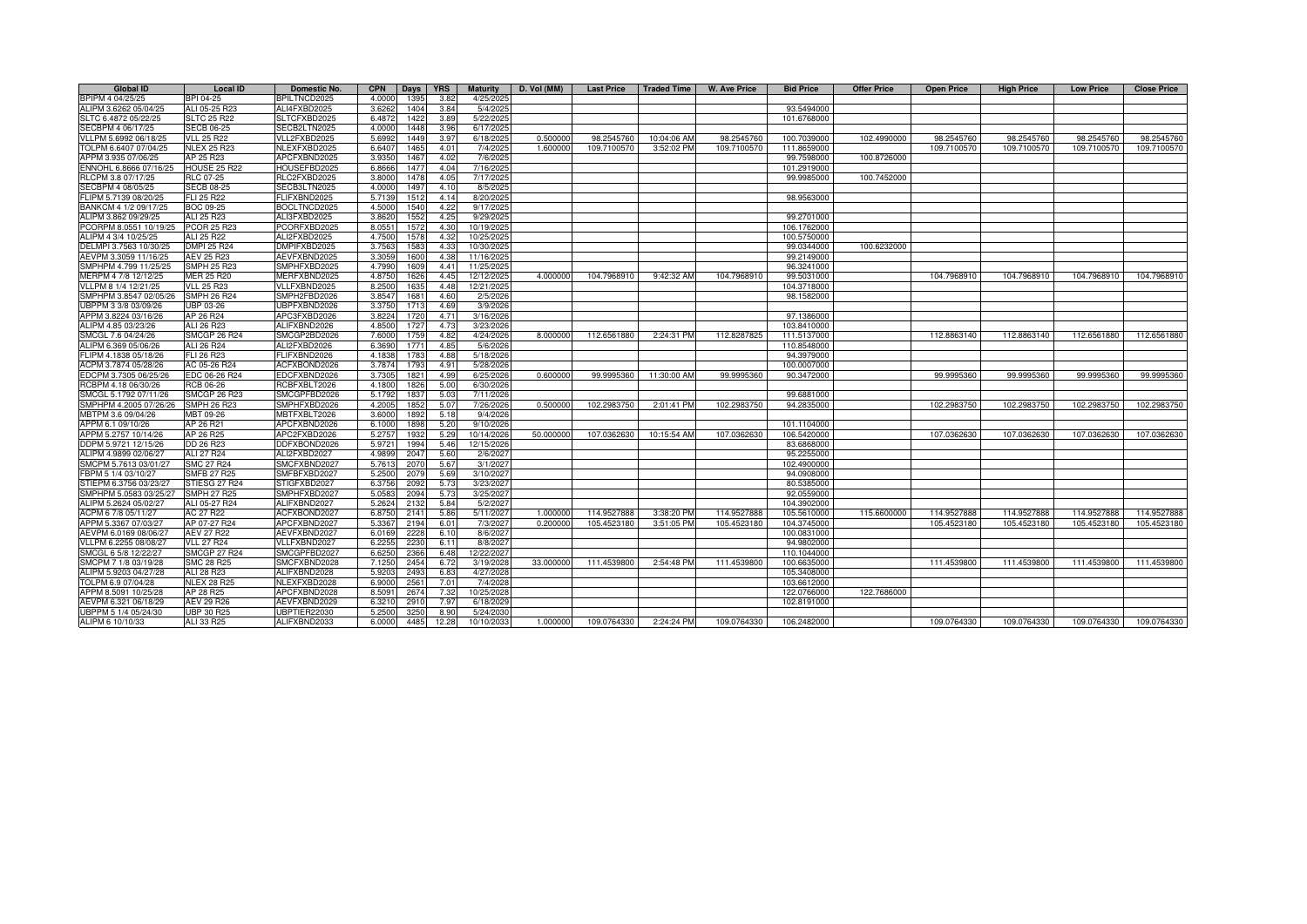| Global ID | Local ID | Domestic No. | CPN | Days | YRS | Maturity | D. Vol (MM) | Last Price | Traded Time | W. Ave Price | Bid Price | Offer Price | Open Price | High Price | Low Price | Close Price |
|---|---|---|---|---|---|---|---|---|---|---|---|---|---|---|---|---|
| BPIPM 4 04/25/25 | BPI 04-25 | BPILTNCD2025 | 4.0000 | 1395 | 3.82 | 4/25/2025 | | | | | | | | | | |
| ALIPM 3.6262 05/04/25 | ALI 05-25 R23 | ALI4FXBD2025 | 3.6262 | 1404 | 3.84 | 5/4/2025 | | | | | 93.5494000 | | | | | |
| SLTC 6.4872 05/22/25 | SLTC 25 R22 | SLTCFXBD2025 | 6.4872 | 1422 | 3.89 | 5/22/2025 | | | | | 101.6768000 | | | | | |
| SECBPM 4 06/17/25 | SECB 06-25 | SECB2LTN2025 | 4.0000 | 1448 | 3.96 | 6/17/2025 | | | | | | | | | | |
| VLLPM 5.6992 06/18/25 | VLL 25 R22 | VLL2FXBD2025 | 5.6992 | 1449 | 3.97 | 6/18/2025 | 0.500000 | 98.2545760 | 10:04:06 AM | 98.2545760 | 100.7039000 | 102.4990000 | 98.2545760 | 98.2545760 | 98.2545760 | 98.2545760 |
| TOLPM 6.6407 07/04/25 | NLEX 25 R23 | NLEXFXBD2025 | 6.6407 | 1465 | 4.01 | 7/4/2025 | 1.600000 | 109.7100570 | 3:52:02 PM | 109.7100570 | 111.8659000 | | 109.7100570 | 109.7100570 | 109.7100570 | 109.7100570 |
| APPM 3.935 07/06/25 | AP 25 R23 | APCFXBND2025 | 3.9350 | 1467 | 4.02 | 7/6/2025 | | | | | 99.7598000 | 100.8726000 | | | | |
| ENNOHL 6.8666 07/16/25 | HOUSE 25 R22 | HOUSEFBD2025 | 6.8666 | 1477 | 4.04 | 7/16/2025 | | | | | 101.2919000 | | | | | |
| RLCPM 3.8 07/17/25 | RLC 07-25 | RLC2FXBD2025 | 3.8000 | 1478 | 4.05 | 7/17/2025 | | | | | 99.9985000 | 100.7452000 | | | | |
| SECBPM 4 08/05/25 | SECB 08-25 | SECB3LTN2025 | 4.0000 | 1497 | 4.10 | 8/5/2025 | | | | | | | | | | |
| FLIPM 5.7139 08/20/25 | FLI 25 R22 | FLIFXBND2025 | 5.7139 | 1512 | 4.14 | 8/20/2025 | | | | | 98.9563000 | | | | | |
| BANKCM 4 1/2 09/17/25 | BOC 09-25 | BOCLTNCD2025 | 4.5000 | 1540 | 4.22 | 9/17/2025 | | | | | | | | | | |
| ALIPM 3.862 09/29/25 | ALI 25 R23 | ALI3FXBD2025 | 3.8620 | 1552 | 4.25 | 9/29/2025 | | | | | 99.2701000 | | | | | |
| PCORPM 8.0551 10/19/25 | PCOR 25 R23 | PCORFXBD2025 | 8.0551 | 1572 | 4.30 | 10/19/2025 | | | | | 106.1762000 | | | | | |
| ALIPM 4 3/4 10/25/25 | ALI 25 R22 | ALI2FXBD2025 | 4.7500 | 1578 | 4.32 | 10/25/2025 | | | | | 100.5750000 | | | | | |
| DELMPI 3.7563 10/30/25 | DMPI 25 R24 | DMPIFXBD2025 | 3.7563 | 1583 | 4.33 | 10/30/2025 | | | | | 99.0344000 | 100.6232000 | | | | |
| AEVPM 3.3059 11/16/25 | AEV 25 R23 | AEVFXBND2025 | 3.3059 | 1600 | 4.38 | 11/16/2025 | | | | | 99.2149000 | | | | | |
| SMPHPM 4.799 11/25/25 | SMPH 25 R23 | SMPHFXBD2025 | 4.7990 | 1609 | 4.41 | 11/25/2025 | | | | | 96.3241000 | | | | | |
| MERPM 4 7/8 12/12/25 | MER 25 R20 | MERFXBND2025 | 4.8750 | 1626 | 4.45 | 12/12/2025 | 4.000000 | 104.7968910 | 9:42:32 AM | 104.7968910 | 99.5031000 | | 104.7968910 | 104.7968910 | 104.7968910 | 104.7968910 |
| VLLPM 8 1/4 12/21/25 | VLL 25 R23 | VLLFXBND2025 | 8.2500 | 1635 | 4.48 | 12/21/2025 | | | | | 104.3718000 | | | | | |
| SMPHPM 3.8547 02/05/26 | SMPH 26 R24 | SMPH2FBD2026 | 3.8547 | 1681 | 4.60 | 2/5/2026 | | | | | 98.1582000 | | | | | |
| UBPPM 3 3/8 03/09/26 | UBP 03-26 | UBPFXBND2026 | 3.3750 | 1713 | 4.69 | 3/9/2026 | | | | | | | | | | |
| APPM 3.8224 03/16/26 | AP 26 R24 | APC3FXBD2026 | 3.8224 | 1720 | 4.71 | 3/16/2026 | | | | | 97.1386000 | | | | | |
| ALIPM 4.85 03/23/26 | ALI 26 R23 | ALIFXBND2026 | 4.8500 | 1727 | 4.73 | 3/23/2026 | | | | | 103.8410000 | | | | | |
| SMCGL 7.6 04/24/26 | SMCGP 26 R24 | SMCGP2BD2026 | 7.6000 | 1759 | 4.82 | 4/24/2026 | 8.000000 | 112.6561880 | 2:24:31 PM | 112.8287825 | 111.5137000 | | 112.8863140 | 112.8863140 | 112.6561880 | 112.6561880 |
| ALIPM 6.369 05/06/26 | ALI 26 R24 | ALI2FXBD2026 | 6.3690 | 1771 | 4.85 | 5/6/2026 | | | | | 110.8548000 | | | | | |
| FLIPM 4.1838 05/18/26 | FLI 26 R23 | FLIFXBND2026 | 4.1838 | 1783 | 4.88 | 5/18/2026 | | | | | 94.3979000 | | | | | |
| ACPM 3.7874 05/28/26 | AC 05-26 R24 | ACFXBOND2026 | 3.7874 | 1793 | 4.91 | 5/28/2026 | | | | | 100.0007000 | | | | | |
| EDCPM 3.7305 06/25/26 | EDC 06-26 R24 | EDCFXBND2026 | 3.7305 | 1821 | 4.99 | 6/25/2026 | 0.600000 | 99.9995360 | 11:30:00 AM | 99.9995360 | 90.3472000 | | 99.9995360 | 99.9995360 | 99.9995360 | 99.9995360 |
| RCBPM 4.18 06/30/26 | RCB 06-26 | RCBFXBLT2026 | 4.1800 | 1826 | 5.00 | 6/30/2026 | | | | | | | | | | |
| SMCGL 5.1792 07/11/26 | SMCGP 26 R23 | SMCGPFBD2026 | 5.1792 | 1837 | 5.03 | 7/11/2026 | | | | | 99.6881000 | | | | | |
| SMPHPM 4.2005 07/26/26 | SMPH 26 R23 | SMPHFXBD2026 | 4.2005 | 1852 | 5.07 | 7/26/2026 | 0.500000 | 102.2983750 | 2:01:41 PM | 102.2983750 | 94.2835000 | | 102.2983750 | 102.2983750 | 102.2983750 | 102.2983750 |
| MBTPM 3.6 09/04/26 | MBT 09-26 | MBTFXBLT2026 | 3.6000 | 1892 | 5.18 | 9/4/2026 | | | | | | | | | | |
| APPM 6.1 09/10/26 | AP 26 R21 | APCFXBND2026 | 6.1000 | 1898 | 5.20 | 9/10/2026 | | | | | 101.1104000 | | | | | |
| APPM 5.2757 10/14/26 | AP 26 R25 | APC2FXBD2026 | 5.2757 | 1932 | 5.29 | 10/14/2026 | 50.000000 | 107.0362630 | 10:15:54 AM | 107.0362630 | 106.5420000 | | 107.0362630 | 107.0362630 | 107.0362630 | 107.0362630 |
| DDPM 5.9721 12/15/26 | DD 26 R23 | DDFXBOND2026 | 5.9721 | 1994 | 5.46 | 12/15/2026 | | | | | 83.6868000 | | | | | |
| ALIPM 4.9899 02/06/27 | ALI 27 R24 | ALI2FXBD2027 | 4.9899 | 2047 | 5.60 | 2/6/2027 | | | | | 95.2255000 | | | | | |
| SMCPM 5.7613 03/01/27 | SMC 27 R24 | SMCFXBND2027 | 5.7613 | 2070 | 5.67 | 3/1/2027 | | | | | 102.4900000 | | | | | |
| FBPM 5 1/4 03/10/27 | SMFB 27 R25 | SMFBFXBD2027 | 5.2500 | 2079 | 5.69 | 3/10/2027 | | | | | 94.0908000 | | | | | |
| STIEPM 6.3756 03/23/27 | STIESG 27 R24 | STIGFXBD2027 | 6.3756 | 2092 | 5.73 | 3/23/2027 | | | | | 80.5385000 | | | | | |
| SMPHPM 5.0583 03/25/27 | SMPH 27 R25 | SMPHFXBD2027 | 5.0583 | 2094 | 5.73 | 3/25/2027 | | | | | 92.0559000 | | | | | |
| ALIPM 5.2624 05/02/27 | ALI 05-27 R24 | ALIFXBND2027 | 5.2624 | 2132 | 5.84 | 5/2/2027 | | | | | 104.3902000 | | | | | |
| ACPM 6 7/8 05/11/27 | AC 27 R22 | ACFXBOND2027 | 6.8750 | 2141 | 5.86 | 5/11/2027 | 1.000000 | 114.9527888 | 3:38:20 PM | 114.9527888 | 105.5610000 | 115.6600000 | 114.9527888 | 114.9527888 | 114.9527888 | 114.9527888 |
| APPM 5.3367 07/03/27 | AP 07-27 R24 | APCFXBND2027 | 5.3367 | 2194 | 6.01 | 7/3/2027 | 0.200000 | 105.4523180 | 3:51:05 PM | 105.4523180 | 104.3745000 | | 105.4523180 | 105.4523180 | 105.4523180 | 105.4523180 |
| AEVPM 6.0169 08/06/27 | AEV 27 R22 | AEVFXBND2027 | 6.0169 | 2228 | 6.10 | 8/6/2027 | | | | | 100.0831000 | | | | | |
| VLLPM 6.2255 08/08/27 | VLL 27 R24 | VLLFXBND2027 | 6.2255 | 2230 | 6.11 | 8/8/2027 | | | | | 94.9802000 | | | | | |
| SMCGL 6 5/8 12/22/27 | SMCGP 27 R24 | SMCGPFBD2027 | 6.6250 | 2366 | 6.48 | 12/22/2027 | | | | | 110.1044000 | | | | | |
| SMCPM 7 1/8 03/19/28 | SMC 28 R25 | SMCFXBND2028 | 7.1250 | 2454 | 6.72 | 3/19/2028 | 33.000000 | 111.4539800 | 2:54:48 PM | 111.4539800 | 100.6635000 | | 111.4539800 | 111.4539800 | 111.4539800 | 111.4539800 |
| ALIPM 5.9203 04/27/28 | ALI 28 R23 | ALIFXBND2028 | 5.9203 | 2493 | 6.83 | 4/27/2028 | | | | | 105.3408000 | | | | | |
| TOLPM 6.9 07/04/28 | NLEX 28 R25 | NLEXFXBD2028 | 6.9000 | 2561 | 7.01 | 7/4/2028 | | | | | 103.6612000 | | | | | |
| APPM 8.5091 10/25/28 | AP 28 R25 | APCFXBND2028 | 8.5091 | 2674 | 7.32 | 10/25/2028 | | | | | 122.0766000 | 122.7686000 | | | | |
| AEVPM 6.321 06/18/29 | AEV 29 R26 | AEVFXBND2029 | 6.3210 | 2910 | 7.97 | 6/18/2029 | | | | | 102.8191000 | | | | | |
| UBPPM 5 1/4 05/24/30 | UBP 30 R25 | UBPTIER22030 | 5.2500 | 3250 | 8.90 | 5/24/2030 | | | | | | | | | | |
| ALIPM 6 10/10/33 | ALI 33 R25 | ALIFXBND2033 | 6.0000 | 4485 | 12.28 | 10/10/2033 | 1.000000 | 109.0764330 | 2:24:24 PM | 109.0764330 | 106.2482000 | | 109.0764330 | 109.0764330 | 109.0764330 | 109.0764330 |